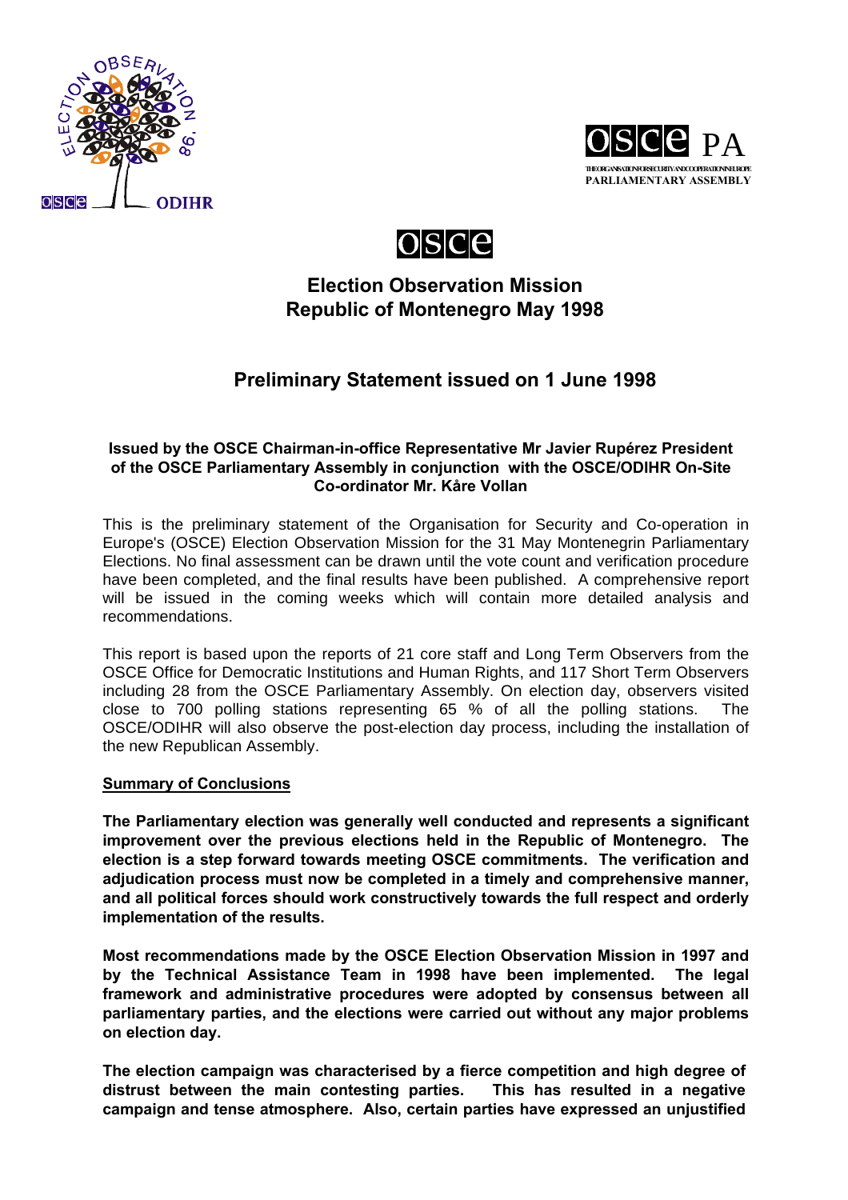# Election Observation Mission
# Republic of Montenegro May 1998

## Preliminary Statement issued on 1 June 1998

**Issued by the OSCE Chairman-in-office Representative Mr Javier Rupérez President of the OSCE Parliamentary Assembly in conjunction with the OSCE/ODIHR On-Site Co-ordinator Mr. Kåre Vollan**

This is the preliminary statement of the Organisation for Security and Co-operation in Europe's (OSCE) Election Observation Mission for the 31 May Montenegrin Parliamentary Elections. No final assessment can be drawn until the vote count and verification procedure have been completed, and the final results have been published. A comprehensive report will be issued in the coming weeks which will contain more detailed analysis and recommendations.

This report is based upon the reports of 21 core staff and Long Term Observers from the OSCE Office for Democratic Institutions and Human Rights, and 117 Short Term Observers including 28 from the OSCE Parliamentary Assembly. On election day, observers visited close to 700 polling stations representing 65 % of all the polling stations. The OSCE/ODIHR will also observe the post-election day process, including the installation of the new Republican Assembly.

### Summary of Conclusions

**The Parliamentary election was generally well conducted and represents a significant improvement over the previous elections held in the Republic of Montenegro. The election is a step forward towards meeting OSCE commitments. The verification and adjudication process must now be completed in a timely and comprehensive manner, and all political forces should work constructively towards the full respect and orderly implementation of the results.**

**Most recommendations made by the OSCE Election Observation Mission in 1997 and by the Technical Assistance Team in 1998 have been implemented. The legal framework and administrative procedures were adopted by consensus between all parliamentary parties, and the elections were carried out without any major problems on election day.**

**The election campaign was characterised by a fierce competition and high degree of distrust between the main contesting parties. This has resulted in a negative campaign and tense atmosphere. Also, certain parties have expressed an unjustified**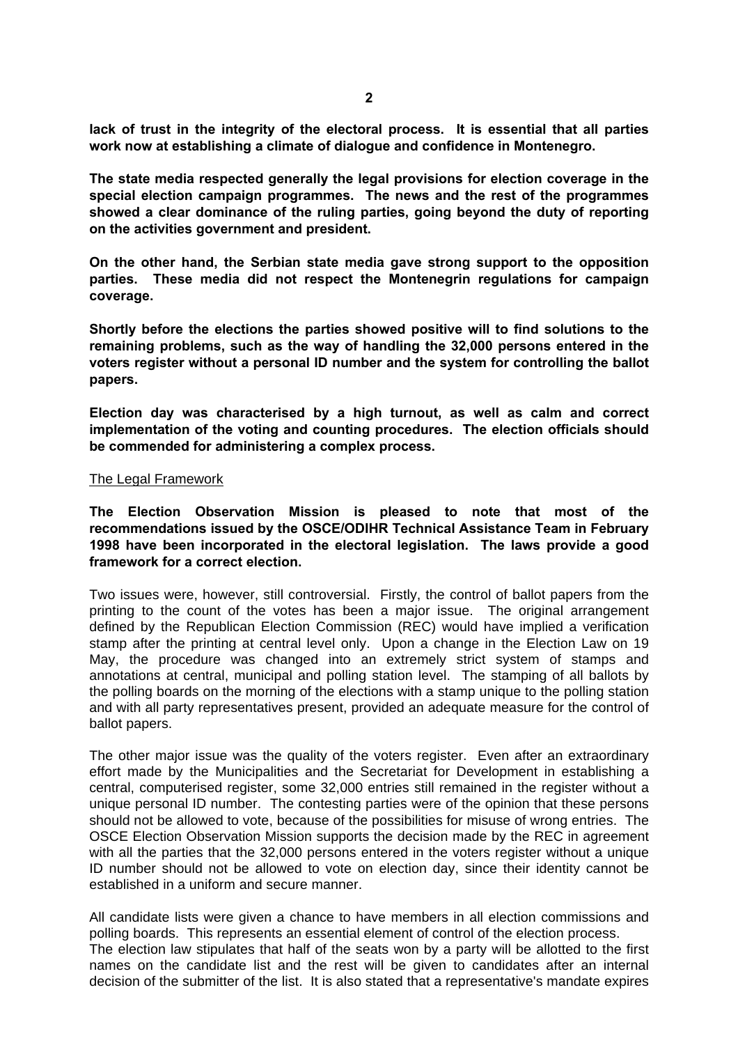**lack of trust in the integrity of the electoral process. It is essential that all parties work now at establishing a climate of dialogue and confidence in Montenegro.**

**The state media respected generally the legal provisions for election coverage in the special election campaign programmes. The news and the rest of the programmes showed a clear dominance of the ruling parties, going beyond the duty of reporting on the activities government and president.**

**On the other hand, the Serbian state media gave strong support to the opposition parties. These media did not respect the Montenegrin regulations for campaign coverage.**

**Shortly before the elections the parties showed positive will to find solutions to the remaining problems, such as the way of handling the 32,000 persons entered in the voters register without a personal ID number and the system for controlling the ballot papers.**

**Election day was characterised by a high turnout, as well as calm and correct implementation of the voting and counting procedures. The election officials should be commended for administering a complex process.**

<u>The Legal Framework</u>

**The Election Observation Mission is pleased to note that most of the recommendations issued by the OSCE/ODIHR Technical Assistance Team in February 1998 have been incorporated in the electoral legislation. The laws provide a good framework for a correct election.**

Two issues were, however, still controversial. Firstly, the control of ballot papers from the printing to the count of the votes has been a major issue. The original arrangement defined by the Republican Election Commission (REC) would have implied a verification stamp after the printing at central level only. Upon a change in the Election Law on 19 May, the procedure was changed into an extremely strict system of stamps and annotations at central, municipal and polling station level. The stamping of all ballots by the polling boards on the morning of the elections with a stamp unique to the polling station and with all party representatives present, provided an adequate measure for the control of ballot papers.

The other major issue was the quality of the voters register. Even after an extraordinary effort made by the Municipalities and the Secretariat for Development in establishing a central, computerised register, some 32,000 entries still remained in the register without a unique personal ID number. The contesting parties were of the opinion that these persons should not be allowed to vote, because of the possibilities for misuse of wrong entries. The OSCE Election Observation Mission supports the decision made by the REC in agreement with all the parties that the 32,000 persons entered in the voters register without a unique ID number should not be allowed to vote on election day, since their identity cannot be established in a uniform and secure manner.

All candidate lists were given a chance to have members in all election commissions and polling boards. This represents an essential element of control of the election process.
The election law stipulates that half of the seats won by a party will be allotted to the first names on the candidate list and the rest will be given to candidates after an internal decision of the submitter of the list. It is also stated that a representative's mandate expires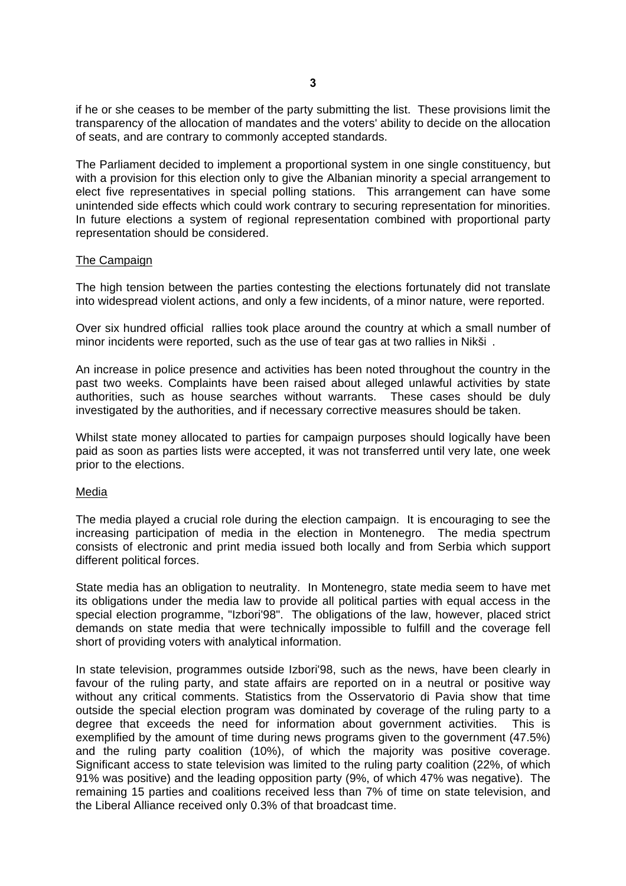if he or she ceases to be member of the party submitting the list. These provisions limit the transparency of the allocation of mandates and the voters' ability to decide on the allocation of seats, and are contrary to commonly accepted standards.

The Parliament decided to implement a proportional system in one single constituency, but with a provision for this election only to give the Albanian minority a special arrangement to elect five representatives in special polling stations. This arrangement can have some unintended side effects which could work contrary to securing representation for minorities. In future elections a system of regional representation combined with proportional party representation should be considered.

## The Campaign

The high tension between the parties contesting the elections fortunately did not translate into widespread violent actions, and only a few incidents, of a minor nature, were reported.

Over six hundred official rallies took place around the country at which a small number of minor incidents were reported, such as the use of tear gas at two rallies in Nikši .

An increase in police presence and activities has been noted throughout the country in the past two weeks. Complaints have been raised about alleged unlawful activities by state authorities, such as house searches without warrants. These cases should be duly investigated by the authorities, and if necessary corrective measures should be taken.

Whilst state money allocated to parties for campaign purposes should logically have been paid as soon as parties lists were accepted, it was not transferred until very late, one week prior to the elections.

## Media

The media played a crucial role during the election campaign. It is encouraging to see the increasing participation of media in the election in Montenegro. The media spectrum consists of electronic and print media issued both locally and from Serbia which support different political forces.

State media has an obligation to neutrality. In Montenegro, state media seem to have met its obligations under the media law to provide all political parties with equal access in the special election programme, "Izbori'98". The obligations of the law, however, placed strict demands on state media that were technically impossible to fulfill and the coverage fell short of providing voters with analytical information.

In state television, programmes outside Izbori'98, such as the news, have been clearly in favour of the ruling party, and state affairs are reported on in a neutral or positive way without any critical comments. Statistics from the Osservatorio di Pavia show that time outside the special election program was dominated by coverage of the ruling party to a degree that exceeds the need for information about government activities. This is exemplified by the amount of time during news programs given to the government (47.5%) and the ruling party coalition (10%), of which the majority was positive coverage. Significant access to state television was limited to the ruling party coalition (22%, of which 91% was positive) and the leading opposition party (9%, of which 47% was negative). The remaining 15 parties and coalitions received less than 7% of time on state television, and the Liberal Alliance received only 0.3% of that broadcast time.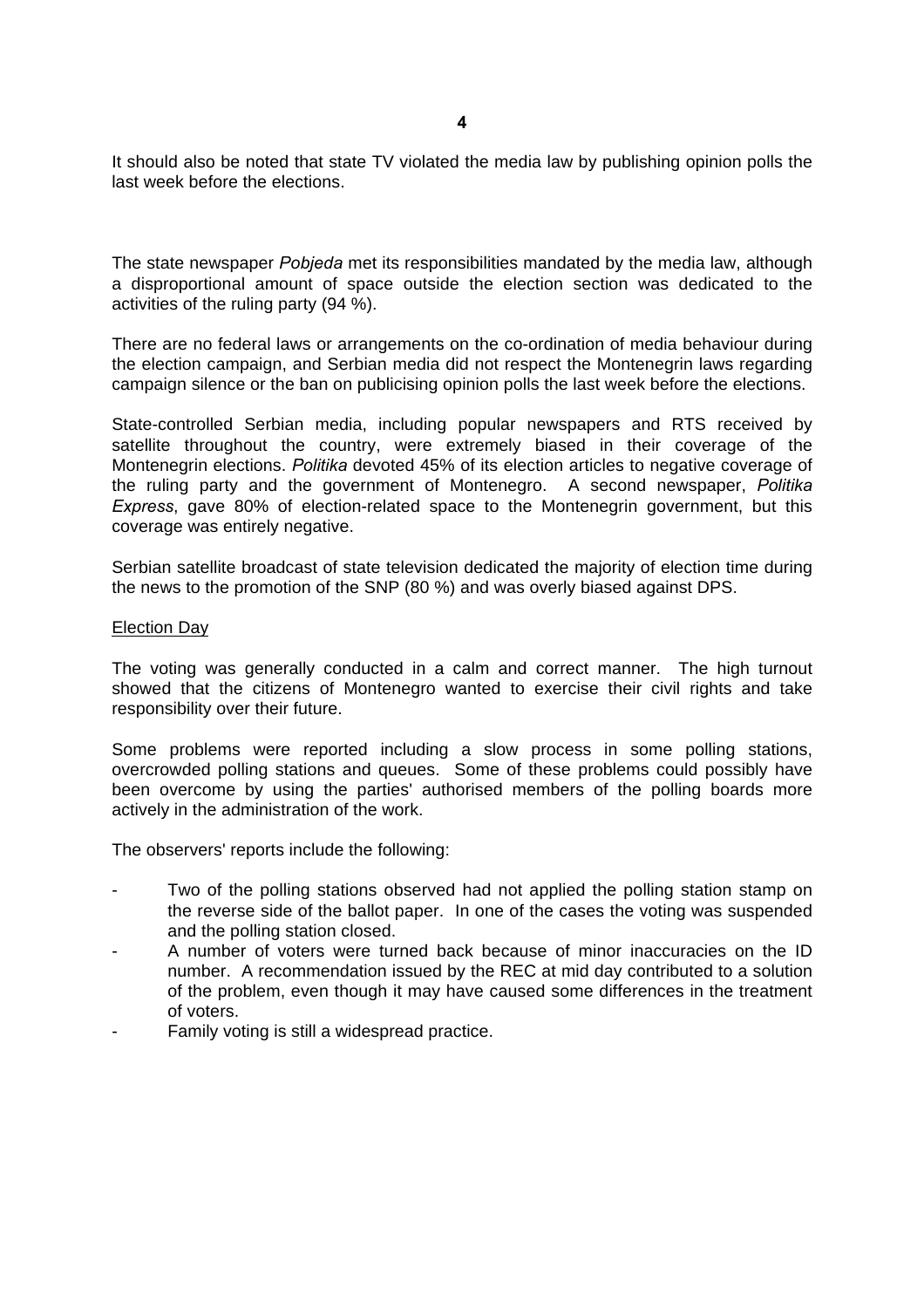It should also be noted that state TV violated the media law by publishing opinion polls the last week before the elections.

The state newspaper *Pobjeda* met its responsibilities mandated by the media law, although a disproportional amount of space outside the election section was dedicated to the activities of the ruling party (94 %).

There are no federal laws or arrangements on the co-ordination of media behaviour during the election campaign, and Serbian media did not respect the Montenegrin laws regarding campaign silence or the ban on publicising opinion polls the last week before the elections.

State-controlled Serbian media, including popular newspapers and RTS received by satellite throughout the country, were extremely biased in their coverage of the Montenegrin elections. *Politika* devoted 45% of its election articles to negative coverage of the ruling party and the government of Montenegro. A second newspaper, *Politika Express*, gave 80% of election-related space to the Montenegrin government, but this coverage was entirely negative.

Serbian satellite broadcast of state television dedicated the majority of election time during the news to the promotion of the SNP (80 %) and was overly biased against DPS.

<u>Election Day</u>

The voting was generally conducted in a calm and correct manner. The high turnout showed that the citizens of Montenegro wanted to exercise their civil rights and take responsibility over their future.

Some problems were reported including a slow process in some polling stations, overcrowded polling stations and queues. Some of these problems could possibly have been overcome by using the parties' authorised members of the polling boards more actively in the administration of the work.

The observers' reports include the following:

- Two of the polling stations observed had not applied the polling station stamp on the reverse side of the ballot paper. In one of the cases the voting was suspended and the polling station closed.
- A number of voters were turned back because of minor inaccuracies on the ID number. A recommendation issued by the REC at mid day contributed to a solution of the problem, even though it may have caused some differences in the treatment of voters.
- Family voting is still a widespread practice.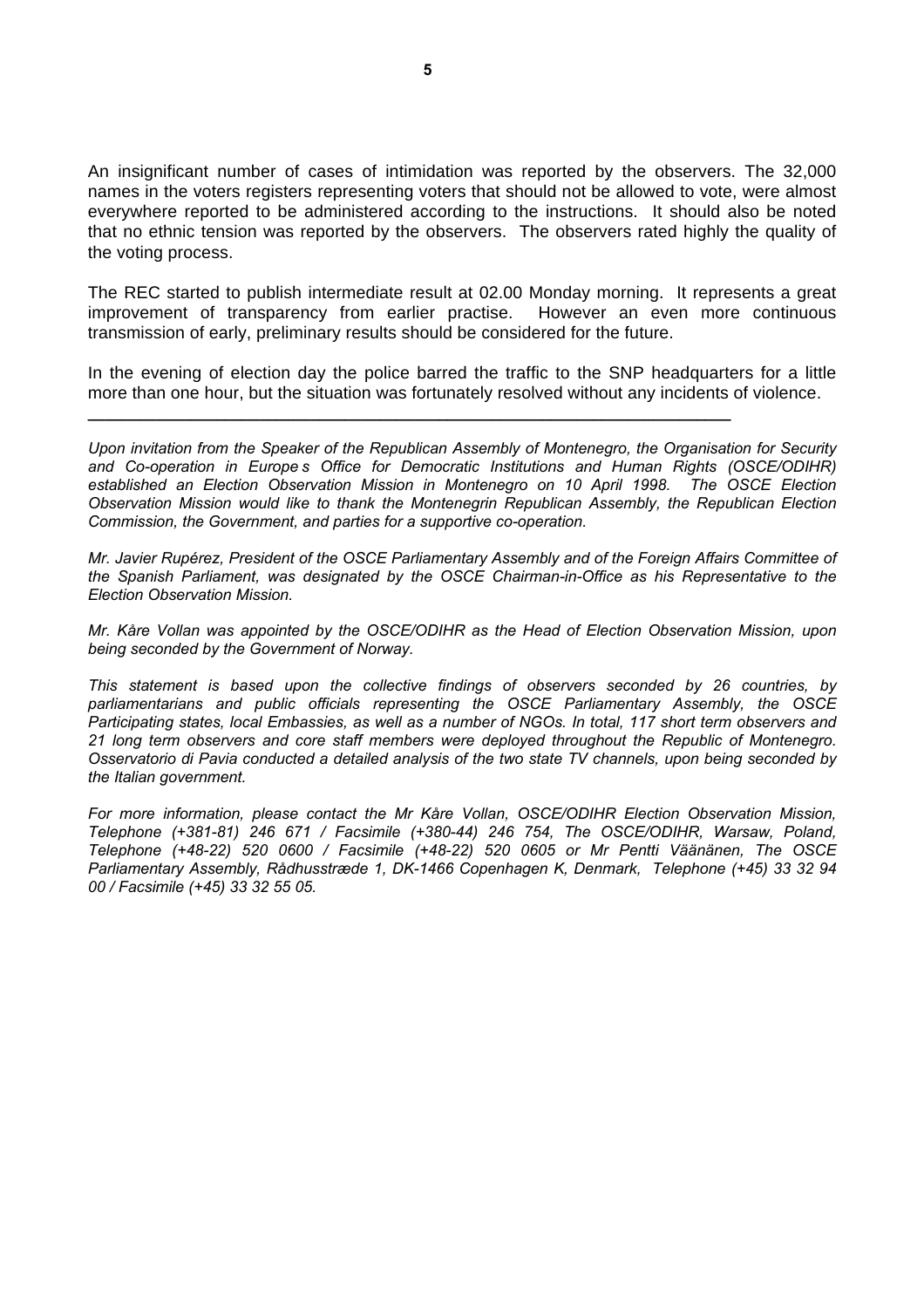An insignificant number of cases of intimidation was reported by the observers. The 32,000 names in the voters registers representing voters that should not be allowed to vote, were almost everywhere reported to be administered according to the instructions. It should also be noted that no ethnic tension was reported by the observers. The observers rated highly the quality of the voting process.

The REC started to publish intermediate result at 02.00 Monday morning. It represents a great improvement of transparency from earlier practise. However an even more continuous transmission of early, preliminary results should be considered for the future.

In the evening of election day the police barred the traffic to the SNP headquarters for a little more than one hour, but the situation was fortunately resolved without any incidents of violence.

---

*Upon invitation from the Speaker of the Republican Assembly of Montenegro, the Organisation for Security and Co-operation in Europe s Office for Democratic Institutions and Human Rights (OSCE/ODIHR) established an Election Observation Mission in Montenegro on 10 April 1998. The OSCE Election Observation Mission would like to thank the Montenegrin Republican Assembly, the Republican Election Commission, the Government, and parties for a supportive co-operation.*

*Mr. Javier Rupérez, President of the OSCE Parliamentary Assembly and of the Foreign Affairs Committee of the Spanish Parliament, was designated by the OSCE Chairman-in-Office as his Representative to the Election Observation Mission.*

*Mr. Kåre Vollan was appointed by the OSCE/ODIHR as the Head of Election Observation Mission, upon being seconded by the Government of Norway.*

*This statement is based upon the collective findings of observers seconded by 26 countries, by parliamentarians and public officials representing the OSCE Parliamentary Assembly, the OSCE Participating states, local Embassies, as well as a number of NGOs. In total, 117 short term observers and 21 long term observers and core staff members were deployed throughout the Republic of Montenegro. Osservatorio di Pavia conducted a detailed analysis of the two state TV channels, upon being seconded by the Italian government.*

*For more information, please contact the Mr Kåre Vollan, OSCE/ODIHR Election Observation Mission, Telephone (+381-81) 246 671 / Facsimile (+380-44) 246 754, The OSCE/ODIHR, Warsaw, Poland, Telephone (+48-22) 520 0600 / Facsimile (+48-22) 520 0605 or Mr Pentti Väänänen, The OSCE Parliamentary Assembly, Rådhusstræde 1, DK-1466 Copenhagen K, Denmark, Telephone (+45) 33 32 94 00 / Facsimile (+45) 33 32 55 05.*